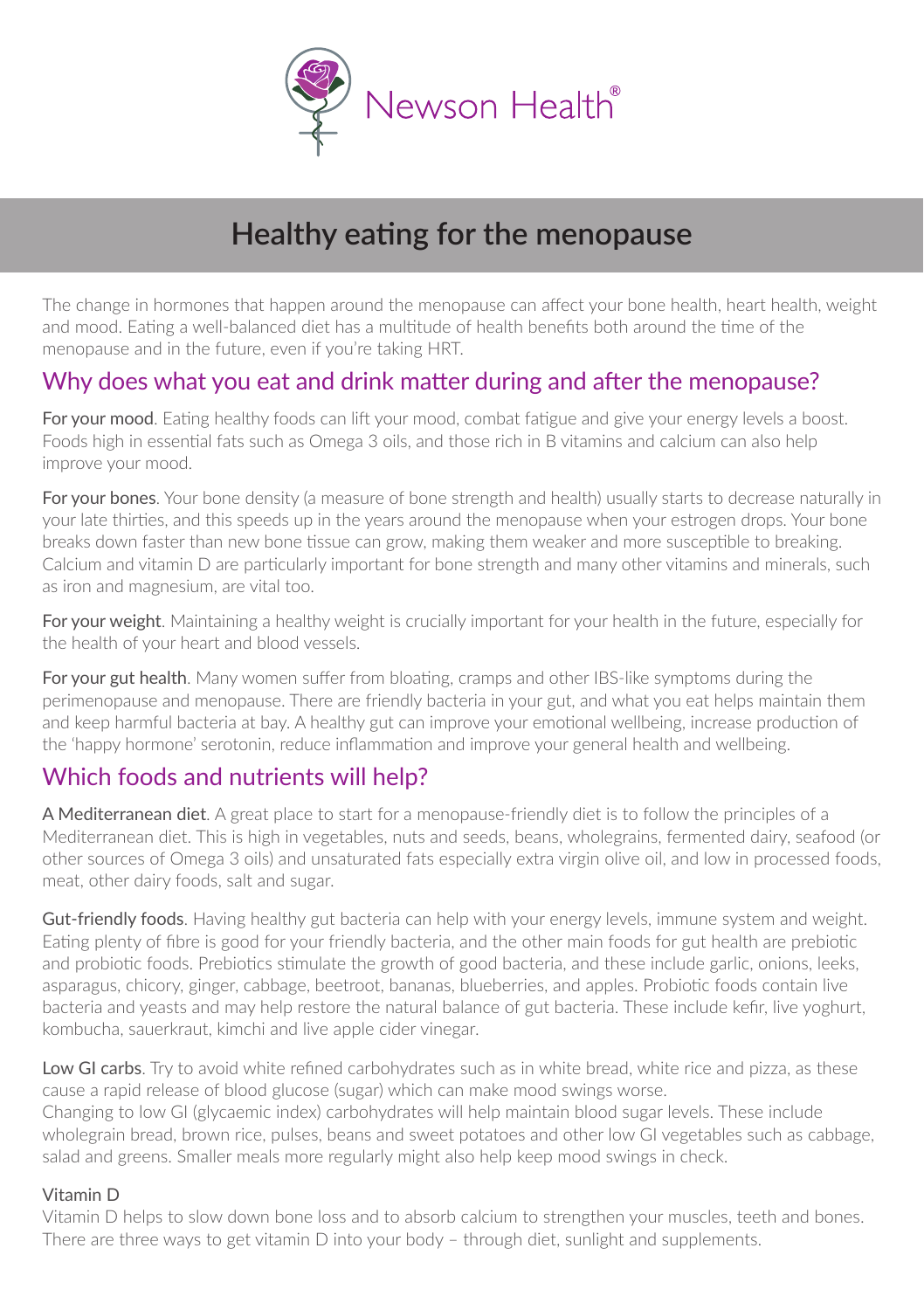Newson Health®

# Healthy eating for the menopause

The change in hormones that happen around the menopause can affect your bone health, heart health, weight and mood. Eating a well-balanced diet has a multitude of health benefits both around the time of the menopause and in the future, even if you're taking HRT.

## Why does what you eat and drink matter during and after the menopause?

**For your mood**. Eating healthy foods can lift your mood, combat fatigue and give your energy levels a boost. Foods high in essential fats such as Omega 3 oils, and those rich in B vitamins and calcium can also help improve your mood.

**For your bones**. Your bone density (a measure of bone strength and health) usually starts to decrease naturally in your late thirties, and this speeds up in the years around the menopause when your estrogen drops. Your bone breaks down faster than new bone tissue can grow, making them weaker and more susceptible to breaking. Calcium and vitamin D are particularly important for bone strength and many other vitamins and minerals, such as iron and magnesium, are vital too.

**For your weight**. Maintaining a healthy weight is crucially important for your health in the future, especially for the health of your heart and blood vessels.

**For your gut health**. Many women suffer from bloating, cramps and other IBS-like symptoms during the perimenopause and menopause. There are friendly bacteria in your gut, and what you eat helps maintain them and keep harmful bacteria at bay. A healthy gut can improve your emotional wellbeing, increase production of the 'happy hormone' serotonin, reduce inflammation and improve your general health and wellbeing.

## Which foods and nutrients will help?

**A Mediterranean diet**. A great place to start for a menopause-friendly diet is to follow the principles of a Mediterranean diet. This is high in vegetables, nuts and seeds, beans, wholegrains, fermented dairy, seafood (or other sources of Omega 3 oils) and unsaturated fats especially extra virgin olive oil, and low in processed foods, meat, other dairy foods, salt and sugar.

**Gut-friendly foods**. Having healthy gut bacteria can help with your energy levels, immune system and weight. Eating plenty of fibre is good for your friendly bacteria, and the other main foods for gut health are prebiotic and probiotic foods. Prebiotics stimulate the growth of good bacteria, and these include garlic, onions, leeks, asparagus, chicory, ginger, cabbage, beetroot, bananas, blueberries, and apples. Probiotic foods contain live bacteria and yeasts and may help restore the natural balance of gut bacteria. These include kefir, live yoghurt, kombucha, sauerkraut, kimchi and live apple cider vinegar.

**Low GI carbs**. Try to avoid white refined carbohydrates such as in white bread, white rice and pizza, as these cause a rapid release of blood glucose (sugar) which can make mood swings worse.
Changing to low GI (glycaemic index) carbohydrates will help maintain blood sugar levels. These include wholegrain bread, brown rice, pulses, beans and sweet potatoes and other low GI vegetables such as cabbage, salad and greens. Smaller meals more regularly might also help keep mood swings in check.

### Vitamin D

Vitamin D helps to slow down bone loss and to absorb calcium to strengthen your muscles, teeth and bones. There are three ways to get vitamin D into your body – through diet, sunlight and supplements.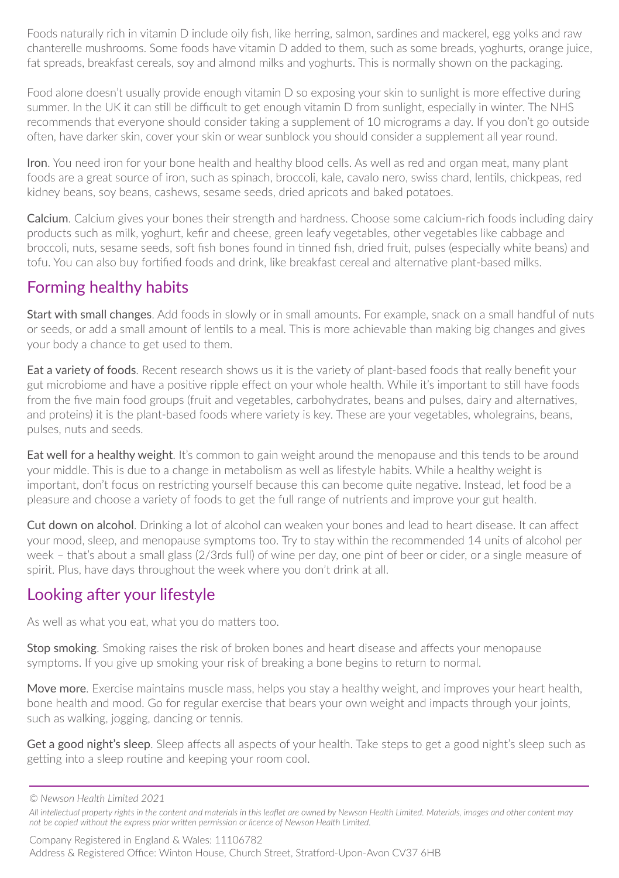Foods naturally rich in vitamin D include oily fish, like herring, salmon, sardines and mackerel, egg yolks and raw chanterelle mushrooms. Some foods have vitamin D added to them, such as some breads, yoghurts, orange juice, fat spreads, breakfast cereals, soy and almond milks and yoghurts. This is normally shown on the packaging.

Food alone doesn't usually provide enough vitamin D so exposing your skin to sunlight is more effective during summer. In the UK it can still be difficult to get enough vitamin D from sunlight, especially in winter. The NHS recommends that everyone should consider taking a supplement of 10 micrograms a day. If you don't go outside often, have darker skin, cover your skin or wear sunblock you should consider a supplement all year round.

**Iron**. You need iron for your bone health and healthy blood cells. As well as red and organ meat, many plant foods are a great source of iron, such as spinach, broccoli, kale, cavalo nero, swiss chard, lentils, chickpeas, red kidney beans, soy beans, cashews, sesame seeds, dried apricots and baked potatoes.

**Calcium**. Calcium gives your bones their strength and hardness. Choose some calcium-rich foods including dairy products such as milk, yoghurt, kefir and cheese, green leafy vegetables, other vegetables like cabbage and broccoli, nuts, sesame seeds, soft fish bones found in tinned fish, dried fruit, pulses (especially white beans) and tofu. You can also buy fortified foods and drink, like breakfast cereal and alternative plant-based milks.

## Forming healthy habits

**Start with small changes**. Add foods in slowly or in small amounts. For example, snack on a small handful of nuts or seeds, or add a small amount of lentils to a meal. This is more achievable than making big changes and gives your body a chance to get used to them.

**Eat a variety of foods**. Recent research shows us it is the variety of plant-based foods that really benefit your gut microbiome and have a positive ripple effect on your whole health. While it's important to still have foods from the five main food groups (fruit and vegetables, carbohydrates, beans and pulses, dairy and alternatives, and proteins) it is the plant-based foods where variety is key. These are your vegetables, wholegrains, beans, pulses, nuts and seeds.

**Eat well for a healthy weight**. It's common to gain weight around the menopause and this tends to be around your middle. This is due to a change in metabolism as well as lifestyle habits. While a healthy weight is important, don't focus on restricting yourself because this can become quite negative. Instead, let food be a pleasure and choose a variety of foods to get the full range of nutrients and improve your gut health.

**Cut down on alcohol**. Drinking a lot of alcohol can weaken your bones and lead to heart disease. It can affect your mood, sleep, and menopause symptoms too. Try to stay within the recommended 14 units of alcohol per week – that's about a small glass (2/3rds full) of wine per day, one pint of beer or cider, or a single measure of spirit. Plus, have days throughout the week where you don't drink at all.

## Looking after your lifestyle

As well as what you eat, what you do matters too.

**Stop smoking**. Smoking raises the risk of broken bones and heart disease and affects your menopause symptoms. If you give up smoking your risk of breaking a bone begins to return to normal.

**Move more**. Exercise maintains muscle mass, helps you stay a healthy weight, and improves your heart health, bone health and mood. Go for regular exercise that bears your own weight and impacts through your joints, such as walking, jogging, dancing or tennis.

**Get a good night's sleep**. Sleep affects all aspects of your health. Take steps to get a good night's sleep such as getting into a sleep routine and keeping your room cool.

---

*© Newson Health Limited 2021*

*All intellectual property rights in the content and materials in this leaflet are owned by Newson Health Limited. Materials, images and other content may not be copied without the express prior written permission or licence of Newson Health Limited.*

Company Registered in England & Wales: 11106782
Address & Registered Office: Winton House, Church Street, Stratford-Upon-Avon CV37 6HB